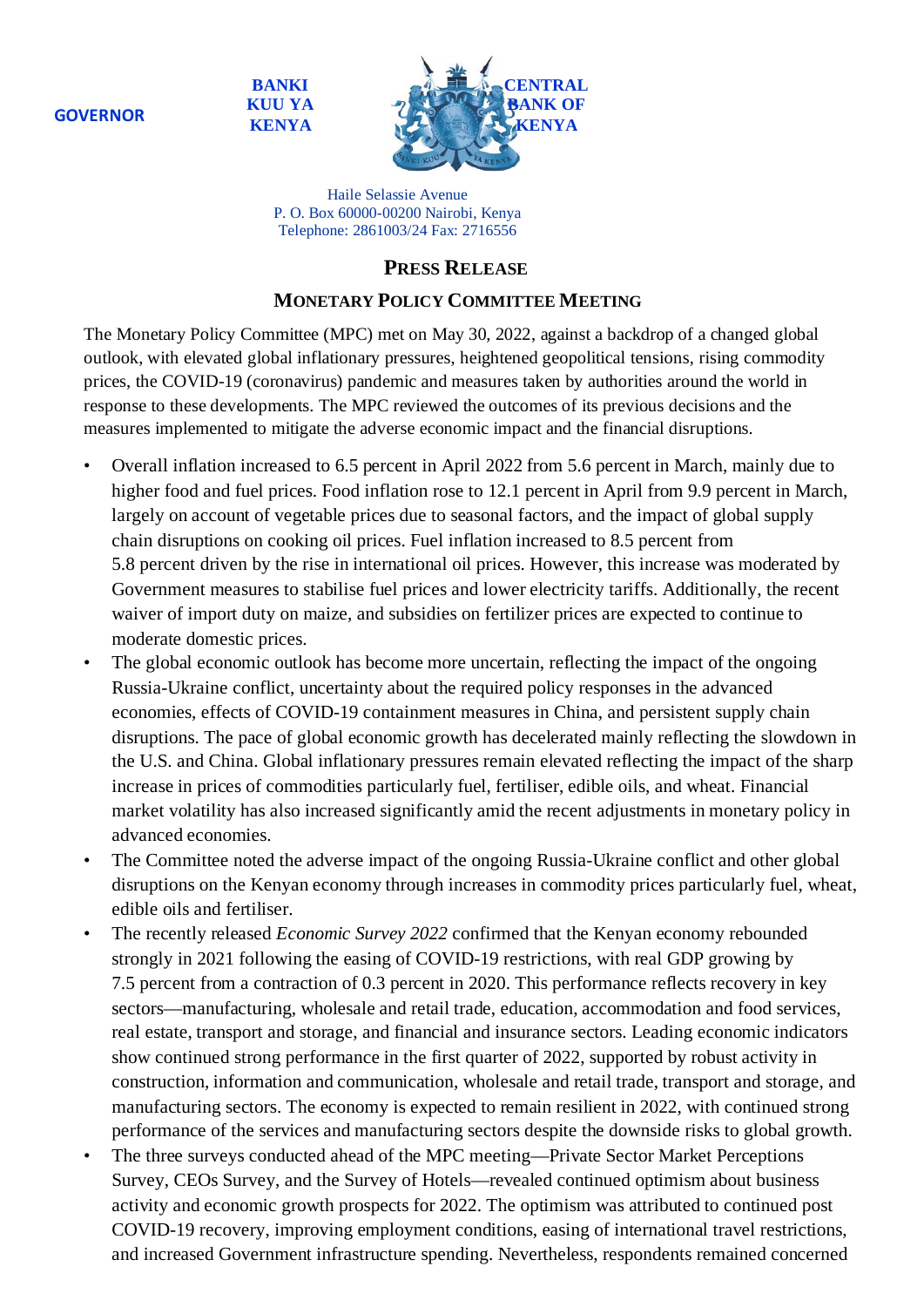GOVERNOR

**BANKI KUU YA KENYA** **CENTRAL BANK OF KENYA**

Haile Selassie Avenue
P. O. Box 60000-00200 Nairobi, Kenya
Telephone: 2861003/24 Fax: 2716556

## PRESS RELEASE

## MONETARY POLICY COMMITTEE MEETING

The Monetary Policy Committee (MPC) met on May 30, 2022, against a backdrop of a changed global outlook, with elevated global inflationary pressures, heightened geopolitical tensions, rising commodity prices, the COVID-19 (coronavirus) pandemic and measures taken by authorities around the world in response to these developments. The MPC reviewed the outcomes of its previous decisions and the measures implemented to mitigate the adverse economic impact and the financial disruptions.

- Overall inflation increased to 6.5 percent in April 2022 from 5.6 percent in March, mainly due to higher food and fuel prices. Food inflation rose to 12.1 percent in April from 9.9 percent in March, largely on account of vegetable prices due to seasonal factors, and the impact of global supply chain disruptions on cooking oil prices. Fuel inflation increased to 8.5 percent from 5.8 percent driven by the rise in international oil prices. However, this increase was moderated by Government measures to stabilise fuel prices and lower electricity tariffs. Additionally, the recent waiver of import duty on maize, and subsidies on fertilizer prices are expected to continue to moderate domestic prices.
- The global economic outlook has become more uncertain, reflecting the impact of the ongoing Russia-Ukraine conflict, uncertainty about the required policy responses in the advanced economies, effects of COVID-19 containment measures in China, and persistent supply chain disruptions. The pace of global economic growth has decelerated mainly reflecting the slowdown in the U.S. and China. Global inflationary pressures remain elevated reflecting the impact of the sharp increase in prices of commodities particularly fuel, fertiliser, edible oils, and wheat. Financial market volatility has also increased significantly amid the recent adjustments in monetary policy in advanced economies.
- The Committee noted the adverse impact of the ongoing Russia-Ukraine conflict and other global disruptions on the Kenyan economy through increases in commodity prices particularly fuel, wheat, edible oils and fertiliser.
- The recently released *Economic Survey 2022* confirmed that the Kenyan economy rebounded strongly in 2021 following the easing of COVID-19 restrictions, with real GDP growing by 7.5 percent from a contraction of 0.3 percent in 2020. This performance reflects recovery in key sectors—manufacturing, wholesale and retail trade, education, accommodation and food services, real estate, transport and storage, and financial and insurance sectors. Leading economic indicators show continued strong performance in the first quarter of 2022, supported by robust activity in construction, information and communication, wholesale and retail trade, transport and storage, and manufacturing sectors. The economy is expected to remain resilient in 2022, with continued strong performance of the services and manufacturing sectors despite the downside risks to global growth.
- The three surveys conducted ahead of the MPC meeting—Private Sector Market Perceptions Survey, CEOs Survey, and the Survey of Hotels—revealed continued optimism about business activity and economic growth prospects for 2022. The optimism was attributed to continued post COVID-19 recovery, improving employment conditions, easing of international travel restrictions, and increased Government infrastructure spending. Nevertheless, respondents remained concerned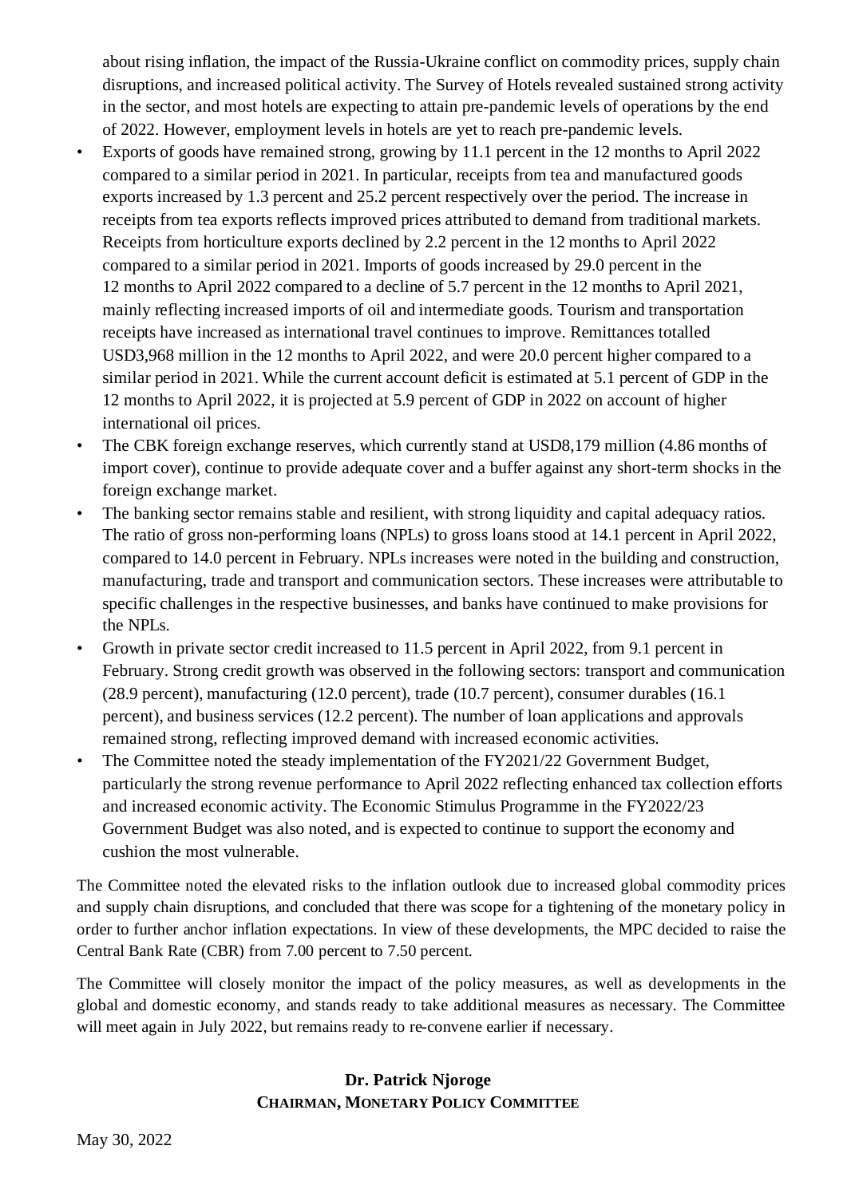about rising inflation, the impact of the Russia-Ukraine conflict on commodity prices, supply chain disruptions, and increased political activity. The Survey of Hotels revealed sustained strong activity in the sector, and most hotels are expecting to attain pre-pandemic levels of operations by the end of 2022. However, employment levels in hotels are yet to reach pre-pandemic levels.

- Exports of goods have remained strong, growing by 11.1 percent in the 12 months to April 2022 compared to a similar period in 2021. In particular, receipts from tea and manufactured goods exports increased by 1.3 percent and 25.2 percent respectively over the period. The increase in receipts from tea exports reflects improved prices attributed to demand from traditional markets. Receipts from horticulture exports declined by 2.2 percent in the 12 months to April 2022 compared to a similar period in 2021. Imports of goods increased by 29.0 percent in the 12 months to April 2022 compared to a decline of 5.7 percent in the 12 months to April 2021, mainly reflecting increased imports of oil and intermediate goods. Tourism and transportation receipts have increased as international travel continues to improve. Remittances totalled USD3,968 million in the 12 months to April 2022, and were 20.0 percent higher compared to a similar period in 2021. While the current account deficit is estimated at 5.1 percent of GDP in the 12 months to April 2022, it is projected at 5.9 percent of GDP in 2022 on account of higher international oil prices.
- The CBK foreign exchange reserves, which currently stand at USD8,179 million (4.86 months of import cover), continue to provide adequate cover and a buffer against any short-term shocks in the foreign exchange market.
- The banking sector remains stable and resilient, with strong liquidity and capital adequacy ratios. The ratio of gross non-performing loans (NPLs) to gross loans stood at 14.1 percent in April 2022, compared to 14.0 percent in February. NPLs increases were noted in the building and construction, manufacturing, trade and transport and communication sectors. These increases were attributable to specific challenges in the respective businesses, and banks have continued to make provisions for the NPLs.
- Growth in private sector credit increased to 11.5 percent in April 2022, from 9.1 percent in February. Strong credit growth was observed in the following sectors: transport and communication (28.9 percent), manufacturing (12.0 percent), trade (10.7 percent), consumer durables (16.1 percent), and business services (12.2 percent). The number of loan applications and approvals remained strong, reflecting improved demand with increased economic activities.
- The Committee noted the steady implementation of the FY2021/22 Government Budget, particularly the strong revenue performance to April 2022 reflecting enhanced tax collection efforts and increased economic activity. The Economic Stimulus Programme in the FY2022/23 Government Budget was also noted, and is expected to continue to support the economy and cushion the most vulnerable.

The Committee noted the elevated risks to the inflation outlook due to increased global commodity prices and supply chain disruptions, and concluded that there was scope for a tightening of the monetary policy in order to further anchor inflation expectations. In view of these developments, the MPC decided to raise the Central Bank Rate (CBR) from 7.00 percent to 7.50 percent.

The Committee will closely monitor the impact of the policy measures, as well as developments in the global and domestic economy, and stands ready to take additional measures as necessary. The Committee will meet again in July 2022, but remains ready to re-convene earlier if necessary.

**Dr. Patrick Njoroge**
**CHAIRMAN, MONETARY POLICY COMMITTEE**

May 30, 2022